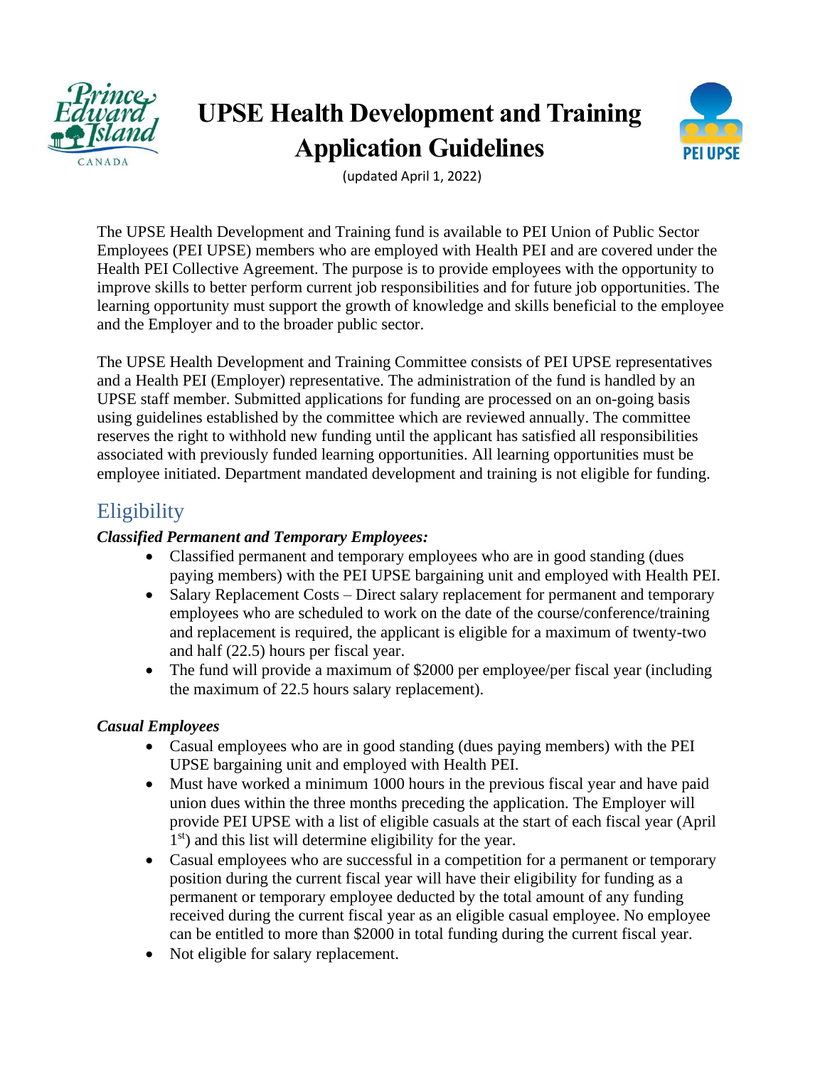# UPSE Health Development and Training Application Guidelines

(updated April 1, 2022)

The UPSE Health Development and Training fund is available to PEI Union of Public Sector Employees (PEI UPSE) members who are employed with Health PEI and are covered under the Health PEI Collective Agreement. The purpose is to provide employees with the opportunity to improve skills to better perform current job responsibilities and for future job opportunities. The learning opportunity must support the growth of knowledge and skills beneficial to the employee and the Employer and to the broader public sector.

The UPSE Health Development and Training Committee consists of PEI UPSE representatives and a Health PEI (Employer) representative. The administration of the fund is handled by an UPSE staff member. Submitted applications for funding are processed on an on-going basis using guidelines established by the committee which are reviewed annually. The committee reserves the right to withhold new funding until the applicant has satisfied all responsibilities associated with previously funded learning opportunities. All learning opportunities must be employee initiated. Department mandated development and training is not eligible for funding.

## Eligibility

***Classified Permanent and Temporary Employees:***

- Classified permanent and temporary employees who are in good standing (dues paying members) with the PEI UPSE bargaining unit and employed with Health PEI.
- Salary Replacement Costs – Direct salary replacement for permanent and temporary employees who are scheduled to work on the date of the course/conference/training and replacement is required, the applicant is eligible for a maximum of twenty-two and half (22.5) hours per fiscal year.
- The fund will provide a maximum of $2000 per employee/per fiscal year (including the maximum of 22.5 hours salary replacement).

***Casual Employees***

- Casual employees who are in good standing (dues paying members) with the PEI UPSE bargaining unit and employed with Health PEI.
- Must have worked a minimum 1000 hours in the previous fiscal year and have paid union dues within the three months preceding the application. The Employer will provide PEI UPSE with a list of eligible casuals at the start of each fiscal year (April 1st) and this list will determine eligibility for the year.
- Casual employees who are successful in a competition for a permanent or temporary position during the current fiscal year will have their eligibility for funding as a permanent or temporary employee deducted by the total amount of any funding received during the current fiscal year as an eligible casual employee. No employee can be entitled to more than $2000 in total funding during the current fiscal year.
- Not eligible for salary replacement.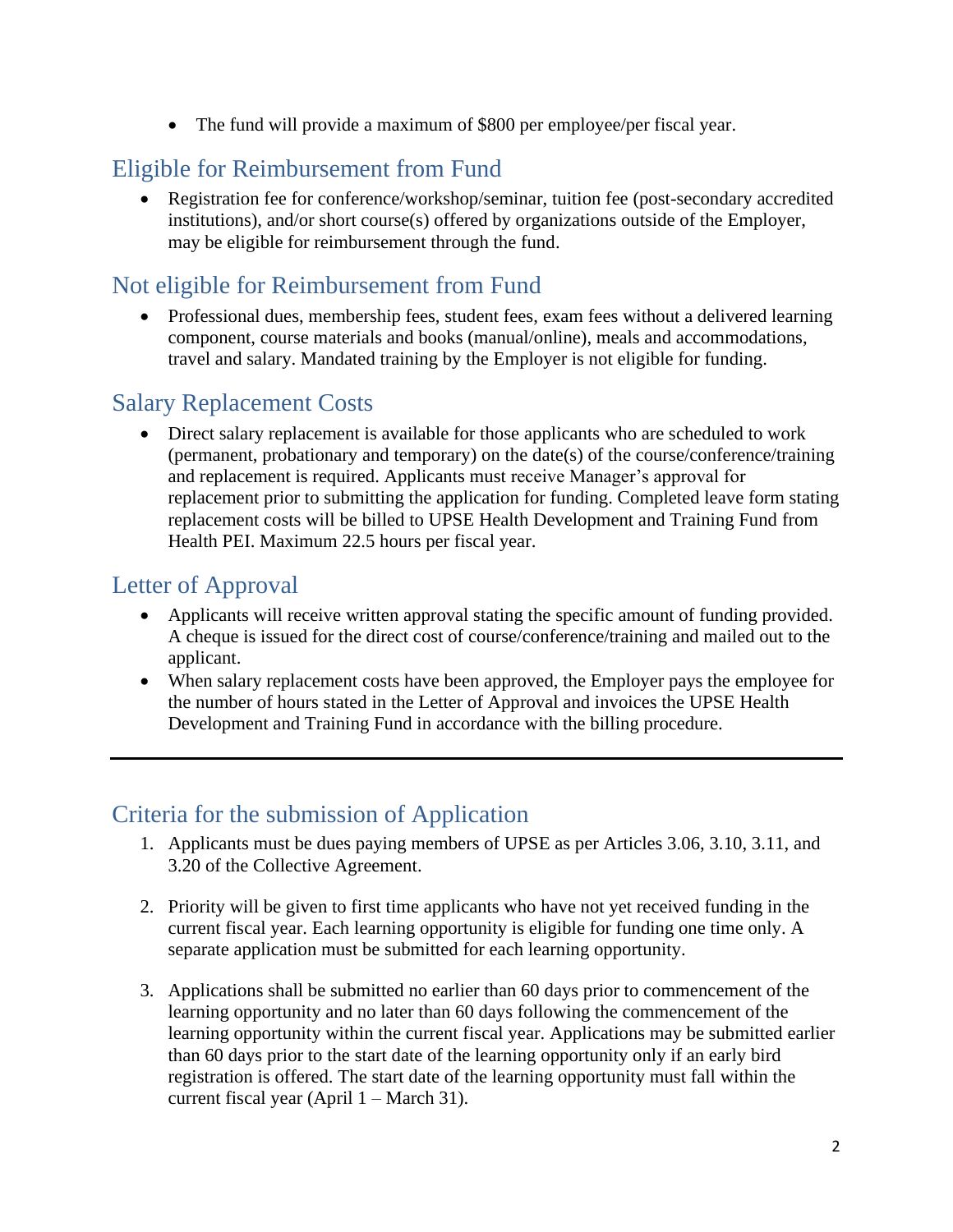- The fund will provide a maximum of $800 per employee/per fiscal year.

## Eligible for Reimbursement from Fund

- Registration fee for conference/workshop/seminar, tuition fee (post-secondary accredited institutions), and/or short course(s) offered by organizations outside of the Employer, may be eligible for reimbursement through the fund.

## Not eligible for Reimbursement from Fund

- Professional dues, membership fees, student fees, exam fees without a delivered learning component, course materials and books (manual/online), meals and accommodations, travel and salary. Mandated training by the Employer is not eligible for funding.

## Salary Replacement Costs

- Direct salary replacement is available for those applicants who are scheduled to work (permanent, probationary and temporary) on the date(s) of the course/conference/training and replacement is required. Applicants must receive Manager's approval for replacement prior to submitting the application for funding. Completed leave form stating replacement costs will be billed to UPSE Health Development and Training Fund from Health PEI. Maximum 22.5 hours per fiscal year.

## Letter of Approval

- Applicants will receive written approval stating the specific amount of funding provided. A cheque is issued for the direct cost of course/conference/training and mailed out to the applicant.
- When salary replacement costs have been approved, the Employer pays the employee for the number of hours stated in the Letter of Approval and invoices the UPSE Health Development and Training Fund in accordance with the billing procedure.

---

## Criteria for the submission of Application

1. Applicants must be dues paying members of UPSE as per Articles 3.06, 3.10, 3.11, and 3.20 of the Collective Agreement.

2. Priority will be given to first time applicants who have not yet received funding in the current fiscal year. Each learning opportunity is eligible for funding one time only. A separate application must be submitted for each learning opportunity.

3. Applications shall be submitted no earlier than 60 days prior to commencement of the learning opportunity and no later than 60 days following the commencement of the learning opportunity within the current fiscal year. Applications may be submitted earlier than 60 days prior to the start date of the learning opportunity only if an early bird registration is offered. The start date of the learning opportunity must fall within the current fiscal year (April 1 – March 31).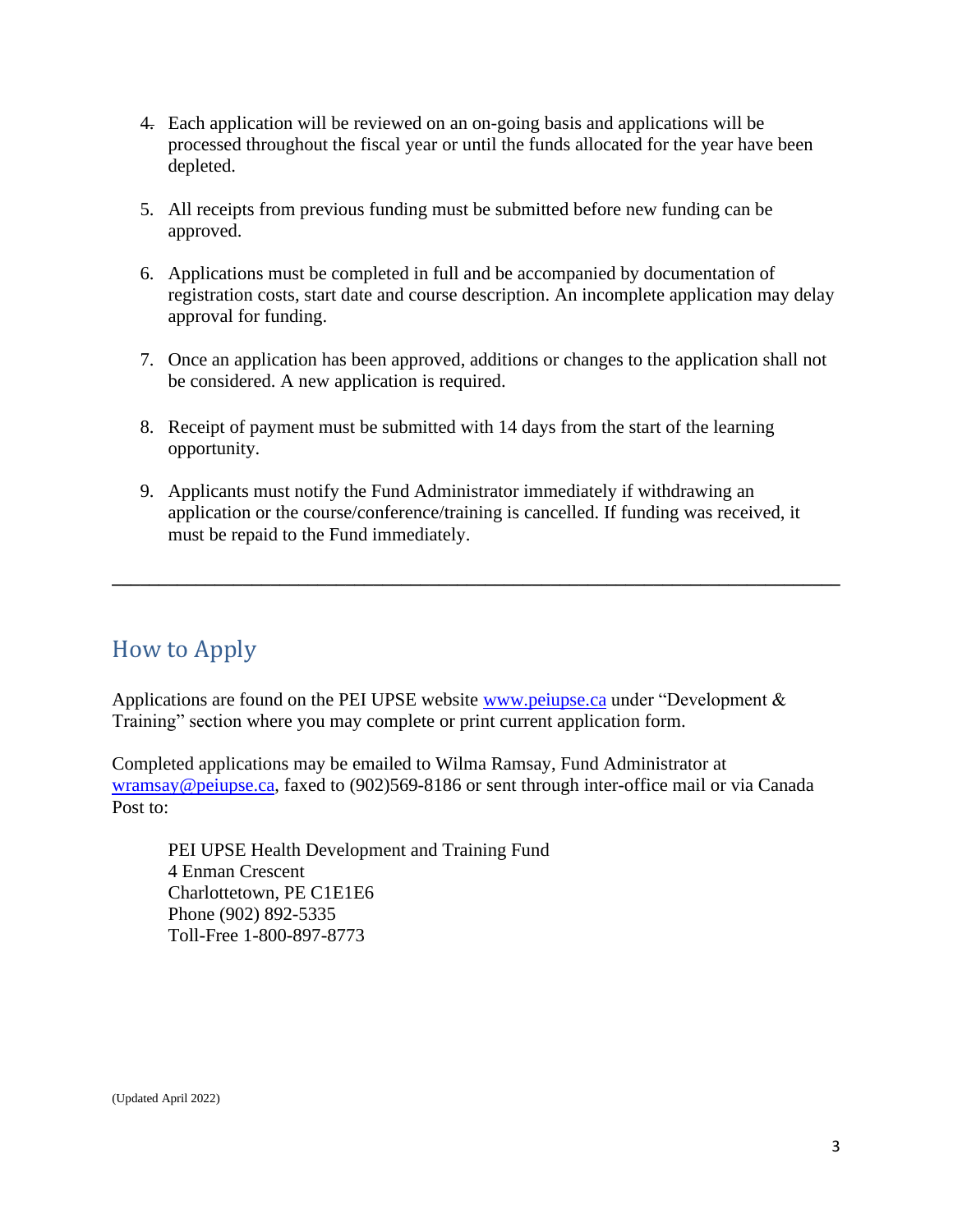4. Each application will be reviewed on an on-going basis and applications will be processed throughout the fiscal year or until the funds allocated for the year have been depleted.

5. All receipts from previous funding must be submitted before new funding can be approved.

6. Applications must be completed in full and be accompanied by documentation of registration costs, start date and course description. An incomplete application may delay approval for funding.

7. Once an application has been approved, additions or changes to the application shall not be considered. A new application is required.

8. Receipt of payment must be submitted with 14 days from the start of the learning opportunity.

9. Applicants must notify the Fund Administrator immediately if withdrawing an application or the course/conference/training is cancelled. If funding was received, it must be repaid to the Fund immediately.

---

## How to Apply

Applications are found on the PEI UPSE website [www.peiupse.ca](http://www.peiupse.ca) under "Development & Training" section where you may complete or print current application form.

Completed applications may be emailed to Wilma Ramsay, Fund Administrator at [wramsay@peiupse.ca](mailto:wramsay@peiupse.ca), faxed to (902)569-8186 or sent through inter-office mail or via Canada Post to:

PEI UPSE Health Development and Training Fund
4 Enman Crescent
Charlottetown, PE C1E1E6
Phone (902) 892-5335
Toll-Free 1-800-897-8773

(Updated April 2022)